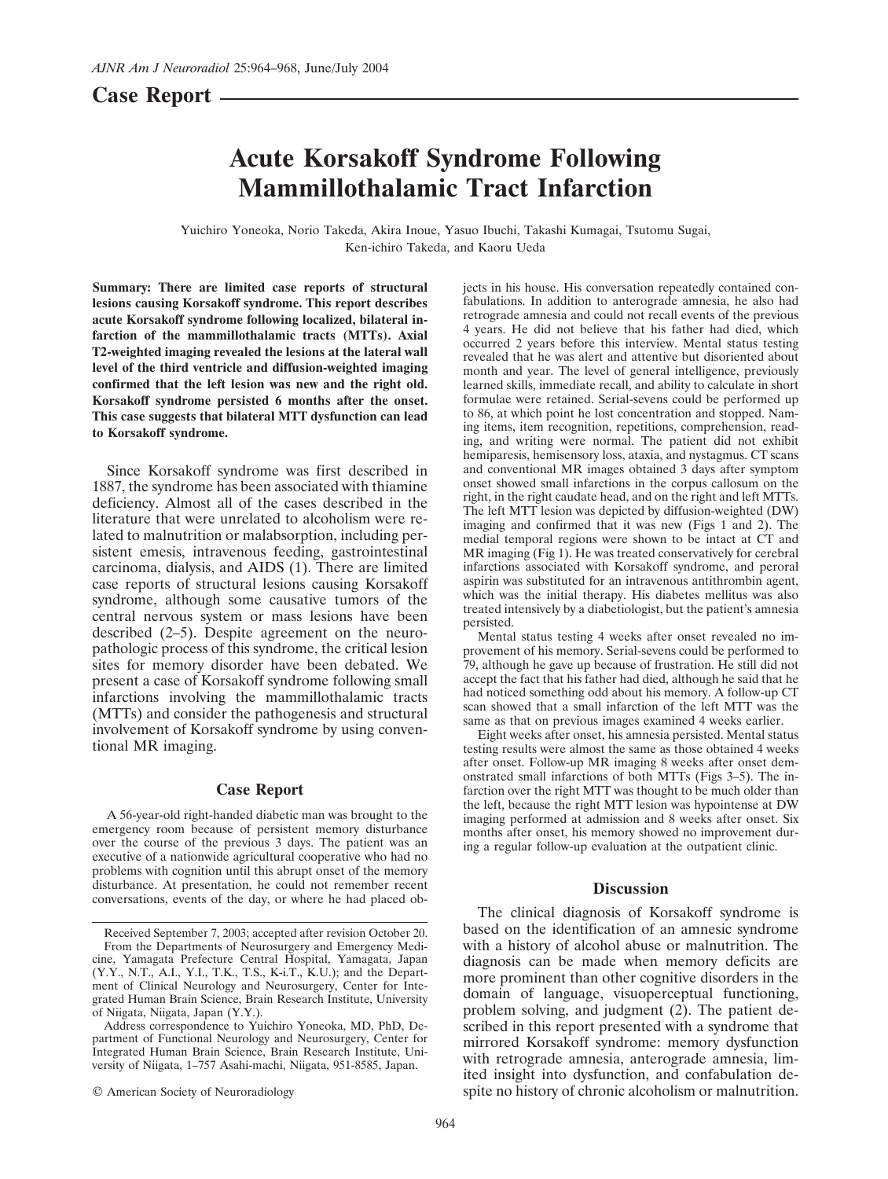## Case Report

# Acute Korsakoff Syndrome Following Mammillothalamic Tract Infarction

Yuichiro Yoneoka, Norio Takeda, Akira Inoue, Yasuo Ibuchi, Takashi Kumagai, Tsutomu Sugai, Ken-ichiro Takeda, and Kaoru Ueda

**Summary: There are limited case reports of structural lesions causing Korsakoff syndrome. This report describes acute Korsakoff syndrome following localized, bilateral infarction of the mammillothalamic tracts (MTTs). Axial T2-weighted imaging revealed the lesions at the lateral wall level of the third ventricle and diffusion-weighted imaging confirmed that the left lesion was new and the right old. Korsakoff syndrome persisted 6 months after the onset. This case suggests that bilateral MTT dysfunction can lead to Korsakoff syndrome.**

Since Korsakoff syndrome was first described in 1887, the syndrome has been associated with thiamine deficiency. Almost all of the cases described in the literature that were unrelated to alcoholism were related to malnutrition or malabsorption, including persistent emesis, intravenous feeding, gastrointestinal carcinoma, dialysis, and AIDS (1). There are limited case reports of structural lesions causing Korsakoff syndrome, although some causative tumors of the central nervous system or mass lesions have been described (2–5). Despite agreement on the neuropathologic process of this syndrome, the critical lesion sites for memory disorder have been debated. We present a case of Korsakoff syndrome following small infarctions involving the mammillothalamic tracts (MTTs) and consider the pathogenesis and structural involvement of Korsakoff syndrome by using conventional MR imaging.

## Case Report

A 56-year-old right-handed diabetic man was brought to the emergency room because of persistent memory disturbance over the course of the previous 3 days. The patient was an executive of a nationwide agricultural cooperative who had no problems with cognition until this abrupt onset of the memory disturbance. At presentation, he could not remember recent conversations, events of the day, or where he had placed objects in his house. His conversation repeatedly contained confabulations. In addition to anterograde amnesia, he also had retrograde amnesia and could not recall events of the previous 4 years. He did not believe that his father had died, which occurred 2 years before this interview. Mental status testing revealed that he was alert and attentive but disoriented about month and year. The level of general intelligence, previously learned skills, immediate recall, and ability to calculate in short formulae were retained. Serial-sevens could be performed up to 86, at which point he lost concentration and stopped. Naming items, item recognition, repetitions, comprehension, reading, and writing were normal. The patient did not exhibit hemiparesis, hemisensory loss, ataxia, and nystagmus. CT scans and conventional MR images obtained 3 days after symptom onset showed small infarctions in the corpus callosum on the right, in the right caudate head, and on the right and left MTTs. The left MTT lesion was depicted by diffusion-weighted (DW) imaging and confirmed that it was new (Figs 1 and 2). The medial temporal regions were shown to be intact at CT and MR imaging (Fig 1). He was treated conservatively for cerebral infarctions associated with Korsakoff syndrome, and peroral aspirin was substituted for an intravenous antithrombin agent, which was the initial therapy. His diabetes mellitus was also treated intensively by a diabetiologist, but the patient's amnesia persisted.

Mental status testing 4 weeks after onset revealed no improvement of his memory. Serial-sevens could be performed to 79, although he gave up because of frustration. He still did not accept the fact that his father had died, although he said that he had noticed something odd about his memory. A follow-up CT scan showed that a small infarction of the left MTT was the same as that on previous images examined 4 weeks earlier.

Eight weeks after onset, his amnesia persisted. Mental status testing results were almost the same as those obtained 4 weeks after onset. Follow-up MR imaging 8 weeks after onset demonstrated small infarctions of both MTTs (Figs 3–5). The infarction over the right MTT was thought to be much older than the left, because the right MTT lesion was hypointense at DW imaging performed at admission and 8 weeks after onset. Six months after onset, his memory showed no improvement during a regular follow-up evaluation at the outpatient clinic.

## Discussion

The clinical diagnosis of Korsakoff syndrome is based on the identification of an amnesic syndrome with a history of alcohol abuse or malnutrition. The diagnosis can be made when memory deficits are more prominent than other cognitive disorders in the domain of language, visuoperceptual functioning, problem solving, and judgment (2). The patient described in this report presented with a syndrome that mirrored Korsakoff syndrome: memory dysfunction with retrograde amnesia, anterograde amnesia, limited insight into dysfunction, and confabulation despite no history of chronic alcoholism or malnutrition.

Received September 7, 2003; accepted after revision October 20.

From the Departments of Neurosurgery and Emergency Medicine, Yamagata Prefecture Central Hospital, Yamagata, Japan (Y.Y., N.T., A.I., Y.I., T.K., T.S., K-i.T., K.U.); and the Department of Clinical Neurology and Neurosurgery, Center for Integrated Human Brain Science, Brain Research Institute, University of Niigata, Niigata, Japan (Y.Y.).

Address correspondence to Yuichiro Yoneoka, MD, PhD, Department of Functional Neurology and Neurosurgery, Center for Integrated Human Brain Science, Brain Research Institute, University of Niigata, 1–757 Asahi-machi, Niigata, 951-8585, Japan.

© American Society of Neuroradiology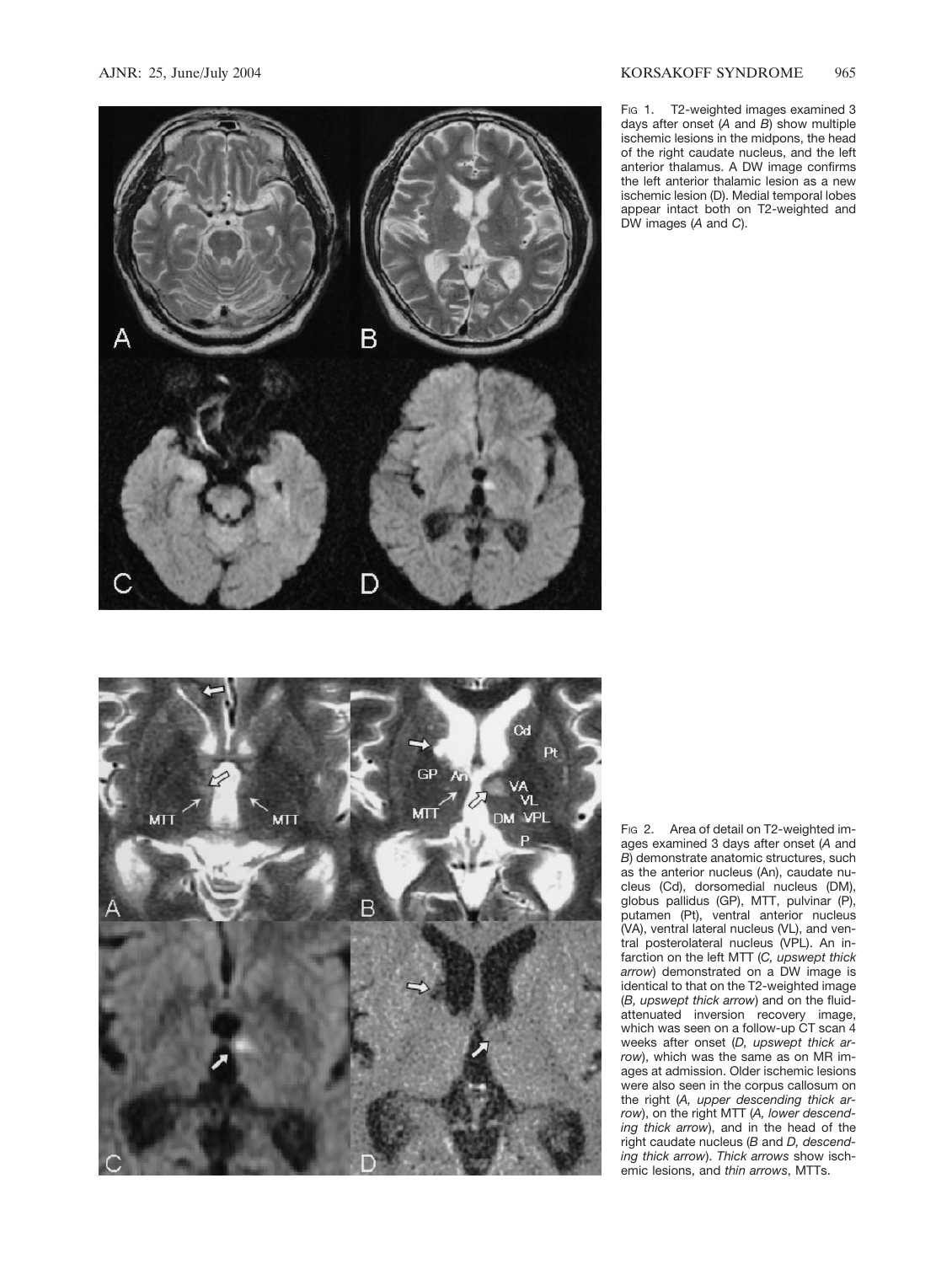Fig 1. T2-weighted images examined 3 days after onset (*A* and *B*) show multiple ischemic lesions in the midpons, the head of the right caudate nucleus, and the left anterior thalamus. A DW image confirms the left anterior thalamic lesion as a new ischemic lesion (D). Medial temporal lobes appear intact both on T2-weighted and DW images (*A* and *C*).

Fig 2. Area of detail on T2-weighted images examined 3 days after onset (*A* and *B*) demonstrate anatomic structures, such as the anterior nucleus (An), caudate nucleus (Cd), dorsomedial nucleus (DM), globus pallidus (GP), MTT, pulvinar (P), putamen (Pt), ventral anterior nucleus (VA), ventral lateral nucleus (VL), and ventral posterolateral nucleus (VPL). An infarction on the left MTT (*C, upswept thick arrow*) demonstrated on a DW image is identical to that on the T2-weighted image (*B, upswept thick arrow*) and on the fluid-attenuated inversion recovery image, which was seen on a follow-up CT scan 4 weeks after onset (*D, upswept thick arrow*), which was the same as on MR images at admission. Older ischemic lesions were also seen in the corpus callosum on the right (*A, upper descending thick arrow*), on the right MTT (*A, lower descending thick arrow*), and in the head of the right caudate nucleus (*B* and *D, descending thick arrow*). *Thick arrows* show ischemic lesions, and *thin arrows*, MTTs.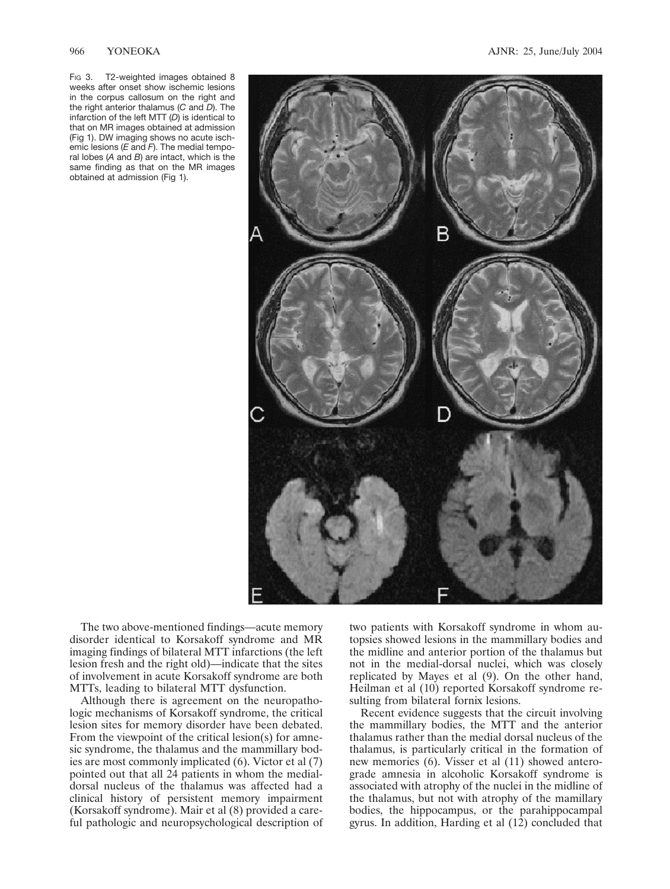Fig 3. T2-weighted images obtained 8 weeks after onset show ischemic lesions in the corpus callosum on the right and the right anterior thalamus (*C* and *D*). The infarction of the left MTT (*D*) is identical to that on MR images obtained at admission (Fig 1). DW imaging shows no acute ischemic lesions (*E* and *F*). The medial temporal lobes (*A* and *B*) are intact, which is the same finding as that on the MR images obtained at admission (Fig 1).

The two above-mentioned findings—acute memory disorder identical to Korsakoff syndrome and MR imaging findings of bilateral MTT infarctions (the left lesion fresh and the right old)—indicate that the sites of involvement in acute Korsakoff syndrome are both MTTs, leading to bilateral MTT dysfunction.

Although there is agreement on the neuropathologic mechanisms of Korsakoff syndrome, the critical lesion sites for memory disorder have been debated. From the viewpoint of the critical lesion(s) for amnesic syndrome, the thalamus and the mammillary bodies are most commonly implicated (6). Victor et al (7) pointed out that all 24 patients in whom the medial-dorsal nucleus of the thalamus was affected had a clinical history of persistent memory impairment (Korsakoff syndrome). Mair et al (8) provided a careful pathologic and neuropsychological description of two patients with Korsakoff syndrome in whom autopsies showed lesions in the mammillary bodies and the midline and anterior portion of the thalamus but not in the medial-dorsal nuclei, which was closely replicated by Mayes et al (9). On the other hand, Heilman et al (10) reported Korsakoff syndrome resulting from bilateral fornix lesions.

Recent evidence suggests that the circuit involving the mammillary bodies, the MTT and the anterior thalamus rather than the medial dorsal nucleus of the thalamus, is particularly critical in the formation of new memories (6). Visser et al (11) showed anterograde amnesia in alcoholic Korsakoff syndrome is associated with atrophy of the nuclei in the midline of the thalamus, but not with atrophy of the mamillary bodies, the hippocampus, or the parahippocampal gyrus. In addition, Harding et al (12) concluded that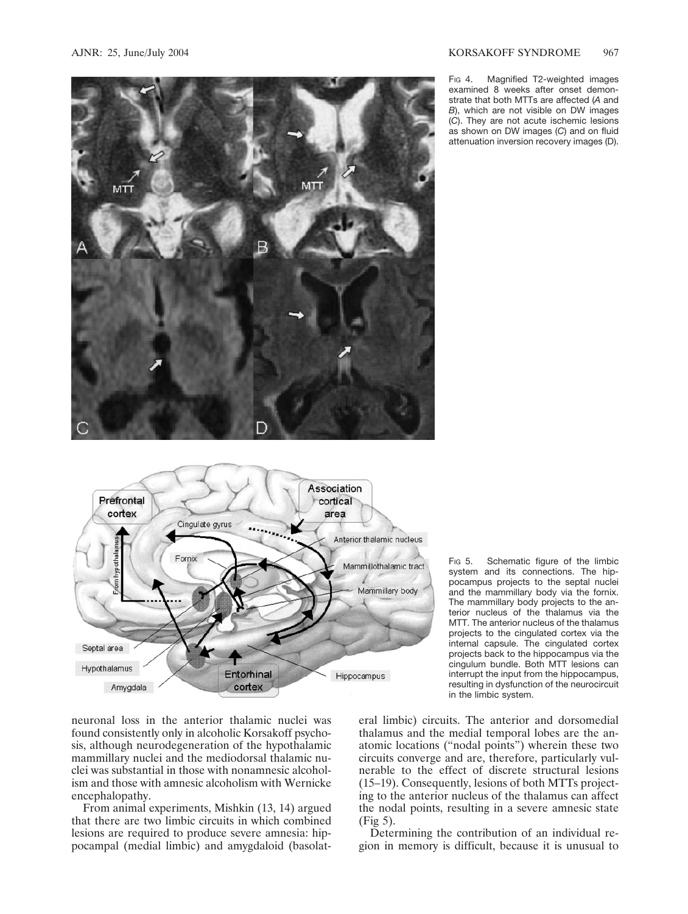Fig 4. Magnified T2-weighted images examined 8 weeks after onset demonstrate that both MTTs are affected (*A* and *B*), which are not visible on DW images (*C*). They are not acute ischemic lesions as shown on DW images (*C*) and on fluid attenuation inversion recovery images (D).

Fig 5. Schematic figure of the limbic system and its connections. The hippocampus projects to the septal nuclei and the mammillary body via the fornix. The mammillary body projects to the anterior nucleus of the thalamus via the MTT. The anterior nucleus of the thalamus projects to the cingulated cortex via the internal capsule. The cingulated cortex projects back to the hippocampus via the cingulum bundle. Both MTT lesions can interrupt the input from the hippocampus, resulting in dysfunction of the neurocircuit in the limbic system.

neuronal loss in the anterior thalamic nuclei was found consistently only in alcoholic Korsakoff psychosis, although neurodegeneration of the hypothalamic mammillary nuclei and the mediodorsal thalamic nuclei was substantial in those with nonamnesic alcoholism and those with amnesic alcoholism with Wernicke encephalopathy.

From animal experiments, Mishkin (13, 14) argued that there are two limbic circuits in which combined lesions are required to produce severe amnesia: hippocampal (medial limbic) and amygdaloid (basolateral limbic) circuits. The anterior and dorsomedial thalamus and the medial temporal lobes are the anatomic locations ("nodal points") wherein these two circuits converge and are, therefore, particularly vulnerable to the effect of discrete structural lesions (15–19). Consequently, lesions of both MTTs projecting to the anterior nucleus of the thalamus can affect the nodal points, resulting in a severe amnesic state (Fig 5).

Determining the contribution of an individual region in memory is difficult, because it is unusual to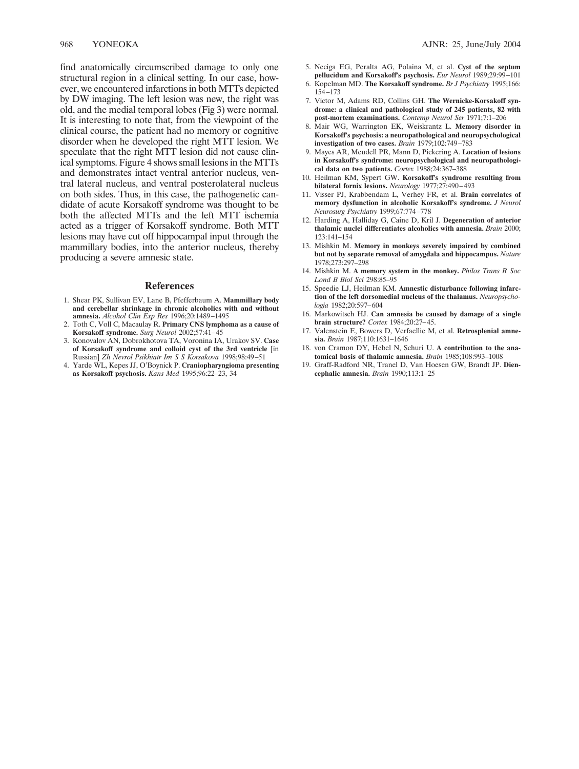find anatomically circumscribed damage to only one structural region in a clinical setting. In our case, however, we encountered infarctions in both MTTs depicted by DW imaging. The left lesion was new, the right was old, and the medial temporal lobes (Fig 3) were normal. It is interesting to note that, from the viewpoint of the clinical course, the patient had no memory or cognitive disorder when he developed the right MTT lesion. We speculate that the right MTT lesion did not cause clinical symptoms. Figure 4 shows small lesions in the MTTs and demonstrates intact ventral anterior nucleus, ventral lateral nucleus, and ventral posterolateral nucleus on both sides. Thus, in this case, the pathogenetic candidate of acute Korsakoff syndrome was thought to be both the affected MTTs and the left MTT ischemia acted as a trigger of Korsakoff syndrome. Both MTT lesions may have cut off hippocampal input through the mammillary bodies, into the anterior nucleus, thereby producing a severe amnesic state.

## References

1. Shear PK, Sullivan EV, Lane B, Pfefferbaum A. **Mammillary body and cerebellar shrinkage in chronic alcoholics with and without amnesia.** *Alcohol Clin Exp Res* 1996;20:1489–1495
2. Toth C, Voll C, Macaulay R. **Primary CNS lymphoma as a cause of Korsakoff syndrome.** *Surg Neurol* 2002;57:41–45
3. Konovalov AN, Dobrokhotova TA, Voronina IA, Urakov SV. **Case of Korsakoff syndrome and colloid cyst of the 3rd ventricle** [in Russian] *Zh Nevrol Psikhiatr Im S S Korsakova* 1998;98:49–51
4. Yarde WL, Kepes JJ, O'Boynick P. **Craniopharyngioma presenting as Korsakoff psychosis.** *Kans Med* 1995;96:22–23, 34
5. Neciga EG, Peralta AG, Polaina M, et al. **Cyst of the septum pellucidum and Korsakoff's psychosis.** *Eur Neurol* 1989;29:99–101
6. Kopelman MD. **The Korsakoff syndrome.** *Br J Psychiatry* 1995;166: 154–173
7. Victor M, Adams RD, Collins GH. **The Wernicke-Korsakoff syndrome: a clinical and pathological study of 245 patients, 82 with post-mortem examinations.** *Contemp Neurol Ser* 1971;7:1–206
8. Mair WG, Warrington EK, Weiskrantz L. **Memory disorder in Korsakoff's psychosis: a neuropathological and neuropsychological investigation of two cases.** *Brain* 1979;102:749–783
9. Mayes AR, Meudell PR, Mann D, Pickering A. **Location of lesions in Korsakoff's syndrome: neuropsychological and neuropathological data on two patients.** *Cortex* 1988;24:367–388
10. Heilman KM, Sypert GW. **Korsakoff's syndrome resulting from bilateral fornix lesions.** *Neurology* 1977;27:490–493
11. Visser PJ, Krabbendam L, Verhey FR, et al. **Brain correlates of memory dysfunction in alcoholic Korsakoff's syndrome.** *J Neurol Neurosurg Psychiatry* 1999;67:774–778
12. Harding A, Halliday G, Caine D, Kril J. **Degeneration of anterior thalamic nuclei differentiates alcoholics with amnesia.** *Brain* 2000; 123:141–154
13. Mishkin M. **Memory in monkeys severely impaired by combined but not by separate removal of amygdala and hippocampus.** *Nature* 1978;273:297–298
14. Mishkin M. **A memory system in the monkey.** *Philos Trans R Soc Lond B Biol Sci* 298:85–95
15. Speedie LJ, Heilman KM. **Amnestic disturbance following infarction of the left dorsomedial nucleus of the thalamus.** *Neuropsychologia* 1982;20:597–604
16. Markowitsch HJ. **Can amnesia be caused by damage of a single brain structure?** *Cortex* 1984;20:27–45.
17. Valenstein E, Bowers D, Verfaellie M, et al. **Retrosplenial amnesia.** *Brain* 1987;110:1631–1646
18. von Cramon DY, Hebel N, Schuri U. **A contribution to the anatomical basis of thalamic amnesia.** *Brain* 1985;108:993–1008
19. Graff-Radford NR, Tranel D, Van Hoesen GW, Brandt JP. **Diencephalic amnesia.** *Brain* 1990;113:1–25